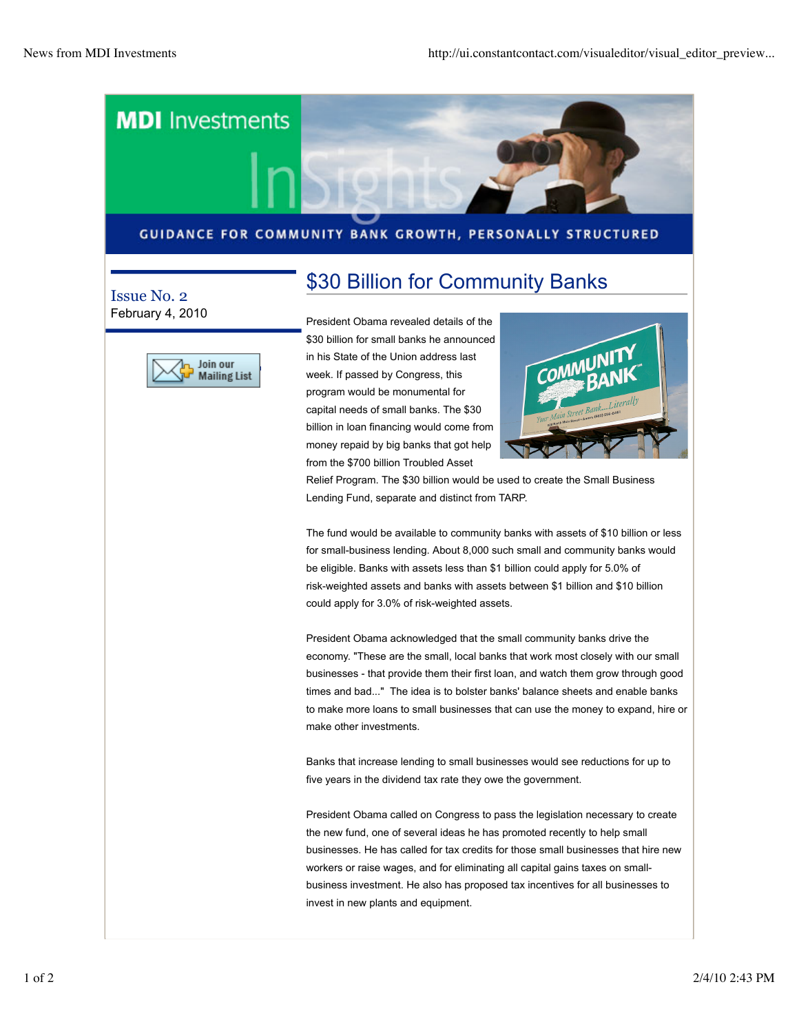# MDI Investments InSights

GUIDANCE FOR COMMUNITY BANK GROWTH, PERSONALLY STRUCTURED

Issue No. 2
February 4, 2010

Join our Mailing List

## $30 Billion for Community Banks

President Obama revealed details of the $30 billion for small banks he announced in his State of the Union address last week. If passed by Congress, this program would be monumental for capital needs of small banks. The $30 billion in loan financing would come from money repaid by big banks that got help from the $700 billion Troubled Asset Relief Program. The $30 billion would be used to create the Small Business Lending Fund, separate and distinct from TARP.

The fund would be available to community banks with assets of $10 billion or less for small-business lending. About 8,000 such small and community banks would be eligible. Banks with assets less than $1 billion could apply for 5.0% of risk-weighted assets and banks with assets between $1 billion and $10 billion could apply for 3.0% of risk-weighted assets.

President Obama acknowledged that the small community banks drive the economy. "These are the small, local banks that work most closely with our small businesses - that provide them their first loan, and watch them grow through good times and bad..." The idea is to bolster banks' balance sheets and enable banks to make more loans to small businesses that can use the money to expand, hire or make other investments.

Banks that increase lending to small businesses would see reductions for up to five years in the dividend tax rate they owe the government.

President Obama called on Congress to pass the legislation necessary to create the new fund, one of several ideas he has promoted recently to help small businesses. He has called for tax credits for those small businesses that hire new workers or raise wages, and for eliminating all capital gains taxes on small-business investment. He also has proposed tax incentives for all businesses to invest in new plants and equipment.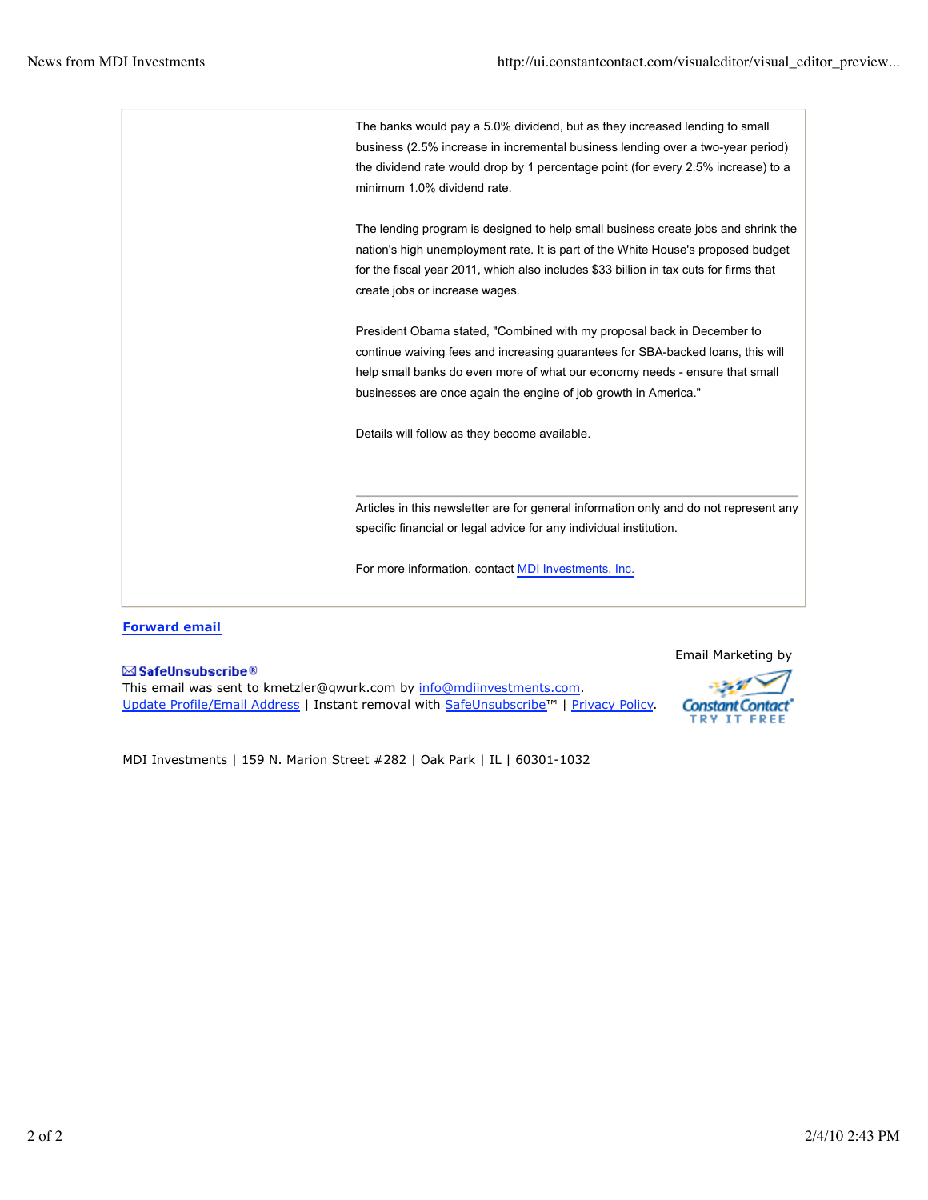The banks would pay a 5.0% dividend, but as they increased lending to small business (2.5% increase in incremental business lending over a two-year period) the dividend rate would drop by 1 percentage point (for every 2.5% increase) to a minimum 1.0% dividend rate.

The lending program is designed to help small business create jobs and shrink the nation's high unemployment rate. It is part of the White House's proposed budget for the fiscal year 2011, which also includes $33 billion in tax cuts for firms that create jobs or increase wages.

President Obama stated, "Combined with my proposal back in December to continue waiving fees and increasing guarantees for SBA-backed loans, this will help small banks do even more of what our economy needs - ensure that small businesses are once again the engine of job growth in America."

Details will follow as they become available.

---

Articles in this newsletter are for general information only and do not represent any specific financial or legal advice for any individual institution.

For more information, contact MDI Investments, Inc.

**Forward email**

**SafeUnsubscribe®**
This email was sent to kmetzler@qwurk.com by info@mdiinvestments.com.
Update Profile/Email Address | Instant removal with SafeUnsubscribe™ | Privacy Policy.

Email Marketing by
Constant Contact
TRY IT FREE

MDI Investments | 159 N. Marion Street #282 | Oak Park | IL | 60301-1032